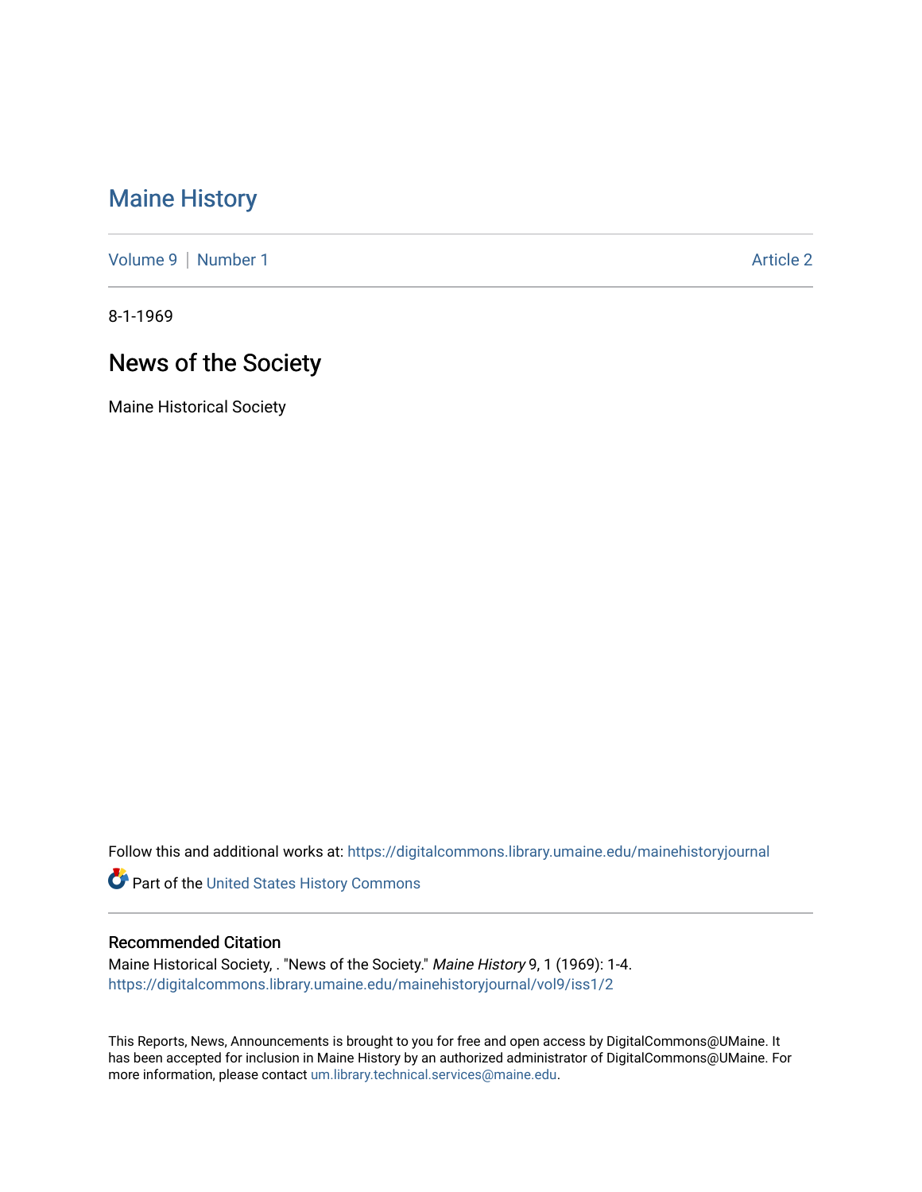# Maine History

Volume 9 | Number 1 Article 2

8-1-1969

## News of the Society

Maine Historical Society

Follow this and additional works at: https://digitalcommons.library.umaine.edu/mainehistoryjournal

Part of the United States History Commons

### Recommended Citation

Maine Historical Society, . "News of the Society." *Maine History* 9, 1 (1969): 1-4.
https://digitalcommons.library.umaine.edu/mainehistoryjournal/vol9/iss1/2

This Reports, News, Announcements is brought to you for free and open access by DigitalCommons@UMaine. It has been accepted for inclusion in Maine History by an authorized administrator of DigitalCommons@UMaine. For more information, please contact um.library.technical.services@maine.edu.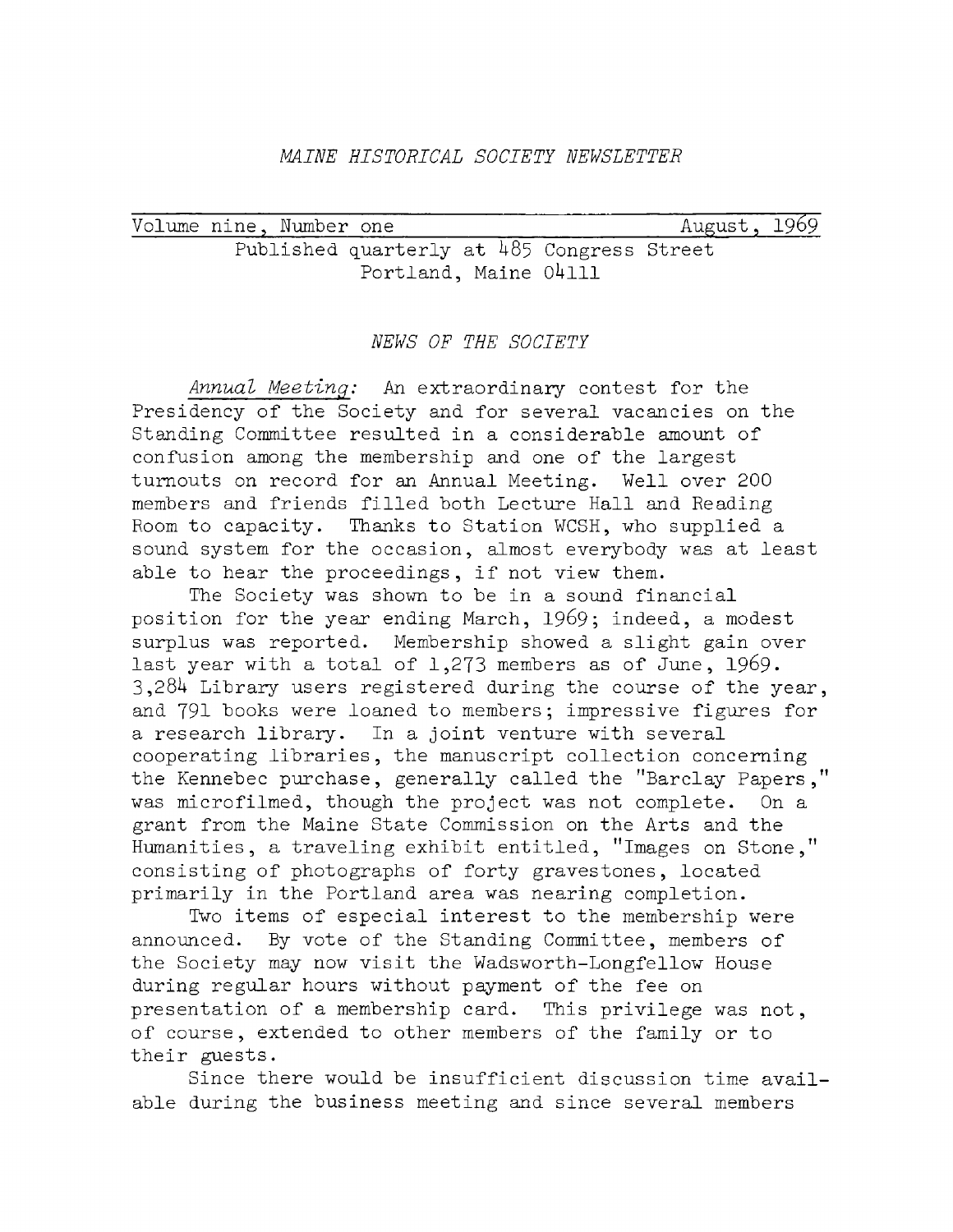*MAINE HISTORICAL SOCIETY NEWSLETTER*

Volume nine, Number one — August, 1969

Published quarterly at 485 Congress Street
Portland, Maine 04111

## *NEWS OF THE SOCIETY*

*Annual Meeting:* An extraordinary contest for the Presidency of the Society and for several vacancies on the Standing Committee resulted in a considerable amount of confusion among the membership and one of the largest turnouts on record for an Annual Meeting. Well over 200 members and friends filled both Lecture Hall and Reading Room to capacity. Thanks to Station WCSH, who supplied a sound system for the occasion, almost everybody was at least able to hear the proceedings, if not view them.

The Society was shown to be in a sound financial position for the year ending March, 1969; indeed, a modest surplus was reported. Membership showed a slight gain over last year with a total of 1,273 members as of June, 1969. 3,284 Library users registered during the course of the year, and 791 books were loaned to members; impressive figures for a research library. In a joint venture with several cooperating libraries, the manuscript collection concerning the Kennebec purchase, generally called the "Barclay Papers," was microfilmed, though the project was not complete. On a grant from the Maine State Commission on the Arts and the Humanities, a traveling exhibit entitled, "Images on Stone," consisting of photographs of forty gravestones, located primarily in the Portland area was nearing completion.

Two items of especial interest to the membership were announced. By vote of the Standing Committee, members of the Society may now visit the Wadsworth-Longfellow House during regular hours without payment of the fee on presentation of a membership card. This privilege was not, of course, extended to other members of the family or to their guests.

Since there would be insufficient discussion time available during the business meeting and since several members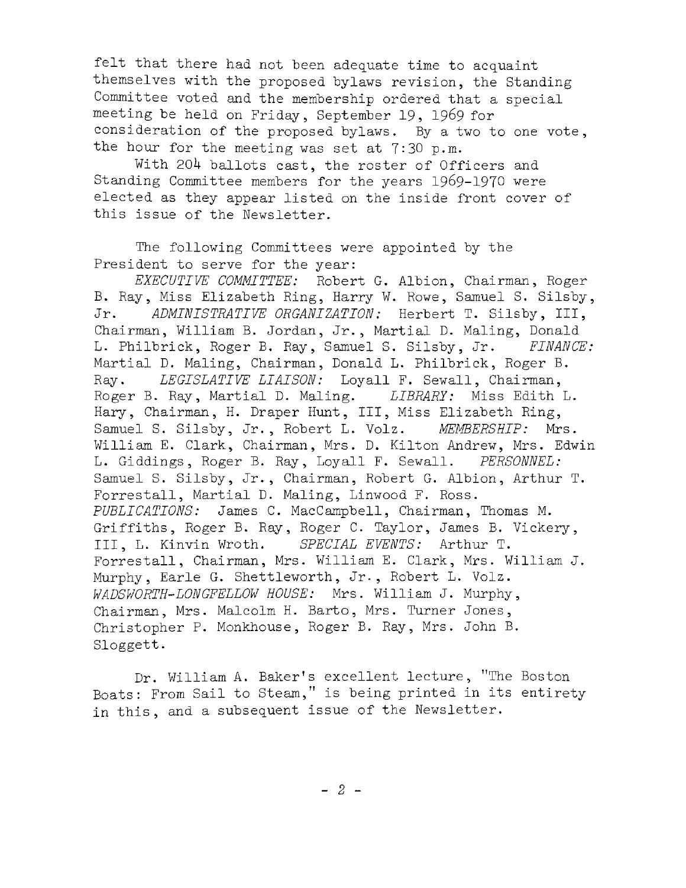felt that there had not been adequate time to acquaint themselves with the proposed bylaws revision, the Standing Committee voted and the membership ordered that a special meeting be held on Friday, September 19, 1969 for consideration of the proposed bylaws. By a two to one vote, the hour for the meeting was set at 7:30 p.m.

With 204 ballots cast, the roster of Officers and Standing Committee members for the years 1969-1970 were elected as they appear listed on the inside front cover of this issue of the Newsletter.

The following Committees were appointed by the President to serve for the year:

*EXECUTIVE COMMITTEE:* Robert G. Albion, Chairman, Roger B. Ray, Miss Elizabeth Ring, Harry W. Rowe, Samuel S. Silsby, Jr. *ADMINISTRATIVE ORGANIZATION:* Herbert T. Silsby, III, Chairman, William B. Jordan, Jr., Martial D. Maling, Donald L. Philbrick, Roger B. Ray, Samuel S. Silsby, Jr. *FINANCE:* Martial D. Maling, Chairman, Donald L. Philbrick, Roger B. Ray. *LEGISLATIVE LIAISON:* Loyall F. Sewall, Chairman, Roger B. Ray, Martial D. Maling. *LIBRARY:* Miss Edith L. Hary, Chairman, H. Draper Hunt, III, Miss Elizabeth Ring, Samuel S. Silsby, Jr., Robert L. Volz. *MEMBERSHIP:* Mrs. William E. Clark, Chairman, Mrs. D. Kilton Andrew, Mrs. Edwin L. Giddings, Roger B. Ray, Loyall F. Sewall. *PERSONNEL:* Samuel S. Silsby, Jr., Chairman, Robert G. Albion, Arthur T. Forrestall, Martial D. Maling, Linwood F. Ross. *PUBLICATIONS:* James C. MacCampbell, Chairman, Thomas M. Griffiths, Roger B. Ray, Roger C. Taylor, James B. Vickery, III, L. Kinvin Wroth. *SPECIAL EVENTS:* Arthur T. Forrestall, Chairman, Mrs. William E. Clark, Mrs. William J. Murphy, Earle G. Shettleworth, Jr., Robert L. Volz. *WADSWORTH-LONGFELLOW HOUSE:* Mrs. William J. Murphy, Chairman, Mrs. Malcolm H. Barto, Mrs. Turner Jones, Christopher P. Monkhouse, Roger B. Ray, Mrs. John B. Sloggett.

Dr. William A. Baker's excellent lecture, "The Boston Boats: From Sail to Steam," is being printed in its entirety in this, and a subsequent issue of the Newsletter.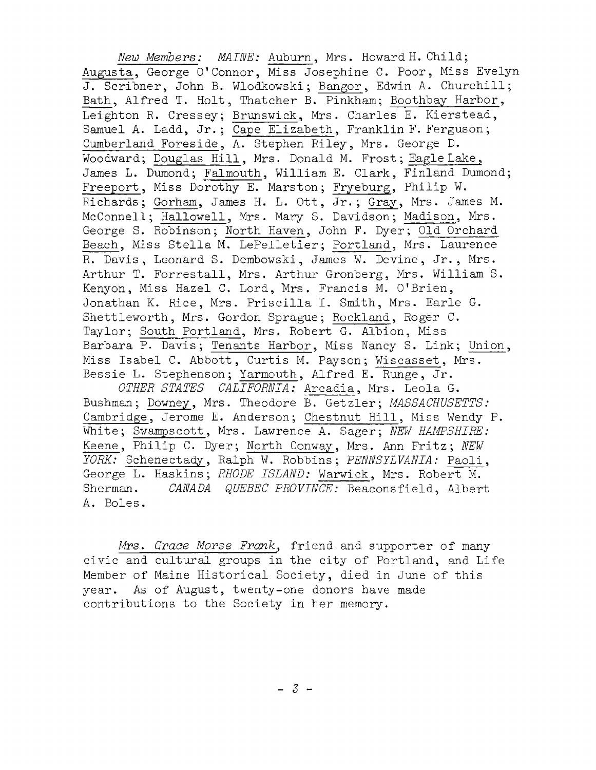*New Members:* *MAINE:* Auburn, Mrs. Howard H. Child; Augusta, George O'Connor, Miss Josephine C. Poor, Miss Evelyn J. Scribner, John B. Wlodkowski; Bangor, Edwin A. Churchill; Bath, Alfred T. Holt, Thatcher B. Pinkham; Boothbay Harbor, Leighton R. Cressey; Brunswick, Mrs. Charles E. Kierstead, Samuel A. Ladd, Jr.; Cape Elizabeth, Franklin F. Ferguson; Cumberland Foreside, A. Stephen Riley, Mrs. George D. Woodward; Douglas Hill, Mrs. Donald M. Frost; Eagle Lake, James L. Dumond; Falmouth, William E. Clark, Finland Dumond; Freeport, Miss Dorothy E. Marston; Fryeburg, Philip W. Richards; Gorham, James H. L. Ott, Jr.; Gray, Mrs. James M. McConnell; Hallowell, Mrs. Mary S. Davidson; Madison, Mrs. George S. Robinson; North Haven, John F. Dyer; Old Orchard Beach, Miss Stella M. LePelletier; Portland, Mrs. Laurence R. Davis, Leonard S. Dembowski, James W. Devine, Jr., Mrs. Arthur T. Forrestall, Mrs. Arthur Gronberg, Mrs. William S. Kenyon, Miss Hazel C. Lord, Mrs. Francis M. O'Brien, Jonathan K. Rice, Mrs. Priscilla I. Smith, Mrs. Earle G. Shettleworth, Mrs. Gordon Sprague; Rockland, Roger C. Taylor; South Portland, Mrs. Robert G. Albion, Miss Barbara P. Davis; Tenants Harbor, Miss Nancy S. Link; Union, Miss Isabel C. Abbott, Curtis M. Payson; Wiscasset, Mrs. Bessie L. Stephenson; Yarmouth, Alfred E. Runge, Jr.

*OTHER STATES* *CALIFORNIA:* Arcadia, Mrs. Leola G. Bushman; Downey, Mrs. Theodore B. Getzler; *MASSACHUSETTS:* Cambridge, Jerome E. Anderson; Chestnut Hill, Miss Wendy P. White; Swampscott, Mrs. Lawrence A. Sager; *NEW HAMPSHIRE:* Keene, Philip C. Dyer; North Conway, Mrs. Ann Fritz; *NEW YORK:* Schenectady, Ralph W. Robbins; *PENNSYLVANIA:* Paoli, George L. Haskins; *RHODE ISLAND:* Warwick, Mrs. Robert M. Sherman. *CANADA* *QUEBEC PROVINCE:* Beaconsfield, Albert A. Boles.

*Mrs. Grace Morse Frank,* friend and supporter of many civic and cultural groups in the city of Portland, and Life Member of Maine Historical Society, died in June of this year. As of August, twenty-one donors have made contributions to the Society in her memory.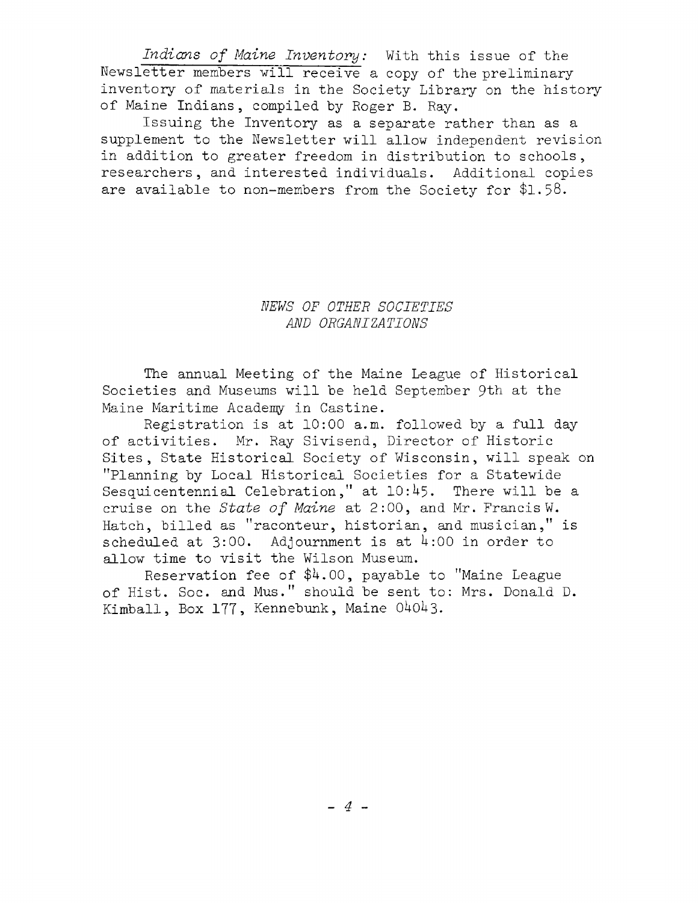*Indians of Maine Inventory:* With this issue of the Newsletter members will receive a copy of the preliminary inventory of materials in the Society Library on the history of Maine Indians, compiled by Roger B. Ray.

Issuing the Inventory as a separate rather than as a supplement to the Newsletter will allow independent revision in addition to greater freedom in distribution to schools, researchers, and interested individuals. Additional copies are available to non-members from the Society for $1.58.

## *NEWS OF OTHER SOCIETIES AND ORGANIZATIONS*

The annual Meeting of the Maine League of Historical Societies and Museums will be held September 9th at the Maine Maritime Academy in Castine.

Registration is at 10:00 a.m. followed by a full day of activities. Mr. Ray Sivisend, Director of Historic Sites, State Historical Society of Wisconsin, will speak on "Planning by Local Historical Societies for a Statewide Sesquicentennial Celebration," at 10:45. There will be a cruise on the *State of Maine* at 2:00, and Mr. Francis W. Hatch, billed as "raconteur, historian, and musician," is scheduled at 3:00. Adjournment is at 4:00 in order to allow time to visit the Wilson Museum.

Reservation fee of $4.00, payable to "Maine League of Hist. Soc. and Mus." should be sent to: Mrs. Donald D. Kimball, Box 177, Kennebunk, Maine 04043.